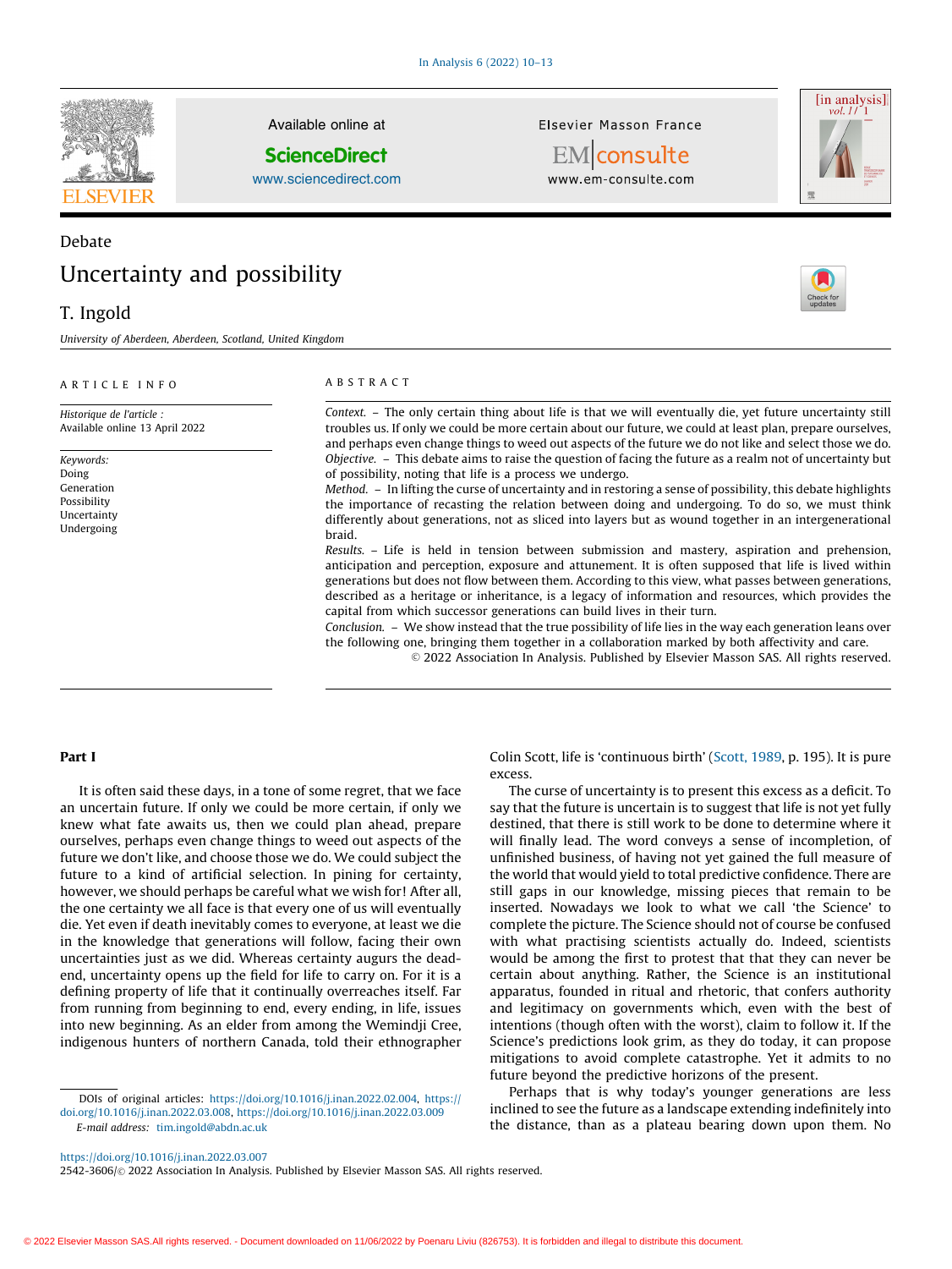Debate

# Uncertainty and possibility

T. Ingold

*University of Aberdeen, Aberdeen, Scotland, United Kingdom*

ARTICLE INFO

*Historique de l'article :*
Available online 13 April 2022

*Keywords:*
Doing
Generation
Possibility
Uncertainty
Undergoing

ABSTRACT

*Context.* – The only certain thing about life is that we will eventually die, yet future uncertainty still troubles us. If only we could be more certain about our future, we could at least plan, prepare ourselves, and perhaps even change things to weed out aspects of the future we do not like and select those we do.

*Objective.* – This debate aims to raise the question of facing the future as a realm not of uncertainty but of possibility, noting that life is a process we undergo.

*Method.* – In lifting the curse of uncertainty and in restoring a sense of possibility, this debate highlights the importance of recasting the relation between doing and undergoing. To do so, we must think differently about generations, not as sliced into layers but as wound together in an intergenerational braid.

*Results.* – Life is held in tension between submission and mastery, aspiration and prehension, anticipation and perception, exposure and attunement. It is often supposed that life is lived within generations but does not flow between them. According to this view, what passes between generations, described as a heritage or inheritance, is a legacy of information and resources, which provides the capital from which successor generations can build lives in their turn.

*Conclusion.* – We show instead that the true possibility of life lies in the way each generation leans over the following one, bringing them together in a collaboration marked by both affectivity and care.

© 2022 Association In Analysis. Published by Elsevier Masson SAS. All rights reserved.

## Part I

It is often said these days, in a tone of some regret, that we face an uncertain future. If only we could be more certain, if only we knew what fate awaits us, then we could plan ahead, prepare ourselves, perhaps even change things to weed out aspects of the future we don't like, and choose those we do. We could subject the future to a kind of artificial selection. In pining for certainty, however, we should perhaps be careful what we wish for! After all, the one certainty we all face is that every one of us will eventually die. Yet even if death inevitably comes to everyone, at least we die in the knowledge that generations will follow, facing their own uncertainties just as we did. Whereas certainty augurs the dead-end, uncertainty opens up the field for life to carry on. For it is a defining property of life that it continually overreaches itself. Far from running from beginning to end, every ending, in life, issues into new beginning. As an elder from among the Wemindji Cree, indigenous hunters of northern Canada, told their ethnographer Colin Scott, life is 'continuous birth' (Scott, 1989, p. 195). It is pure excess.

The curse of uncertainty is to present this excess as a deficit. To say that the future is uncertain is to suggest that life is not yet fully destined, that there is still work to be done to determine where it will finally lead. The word conveys a sense of incompletion, of unfinished business, of having not yet gained the full measure of the world that would yield to total predictive confidence. There are still gaps in our knowledge, missing pieces that remain to be inserted. Nowadays we look to what we call 'the Science' to complete the picture. The Science should not of course be confused with what practising scientists actually do. Indeed, scientists would be among the first to protest that that they can never be certain about anything. Rather, the Science is an institutional apparatus, founded in ritual and rhetoric, that confers authority and legitimacy on governments which, even with the best of intentions (though often with the worst), claim to follow it. If the Science's predictions look grim, as they do today, it can propose mitigations to avoid complete catastrophe. Yet it admits to no future beyond the predictive horizons of the present.

Perhaps that is why today's younger generations are less inclined to see the future as a landscape extending indefinitely into the distance, than as a plateau bearing down upon them. No

DOIs of original articles: https://doi.org/10.1016/j.inan.2022.02.004, https://doi.org/10.1016/j.inan.2022.03.008, https://doi.org/10.1016/j.inan.2022.03.009

*E-mail address:* tim.ingold@abdn.ac.uk

https://doi.org/10.1016/j.inan.2022.03.007
2542-3606/© 2022 Association In Analysis. Published by Elsevier Masson SAS. All rights reserved.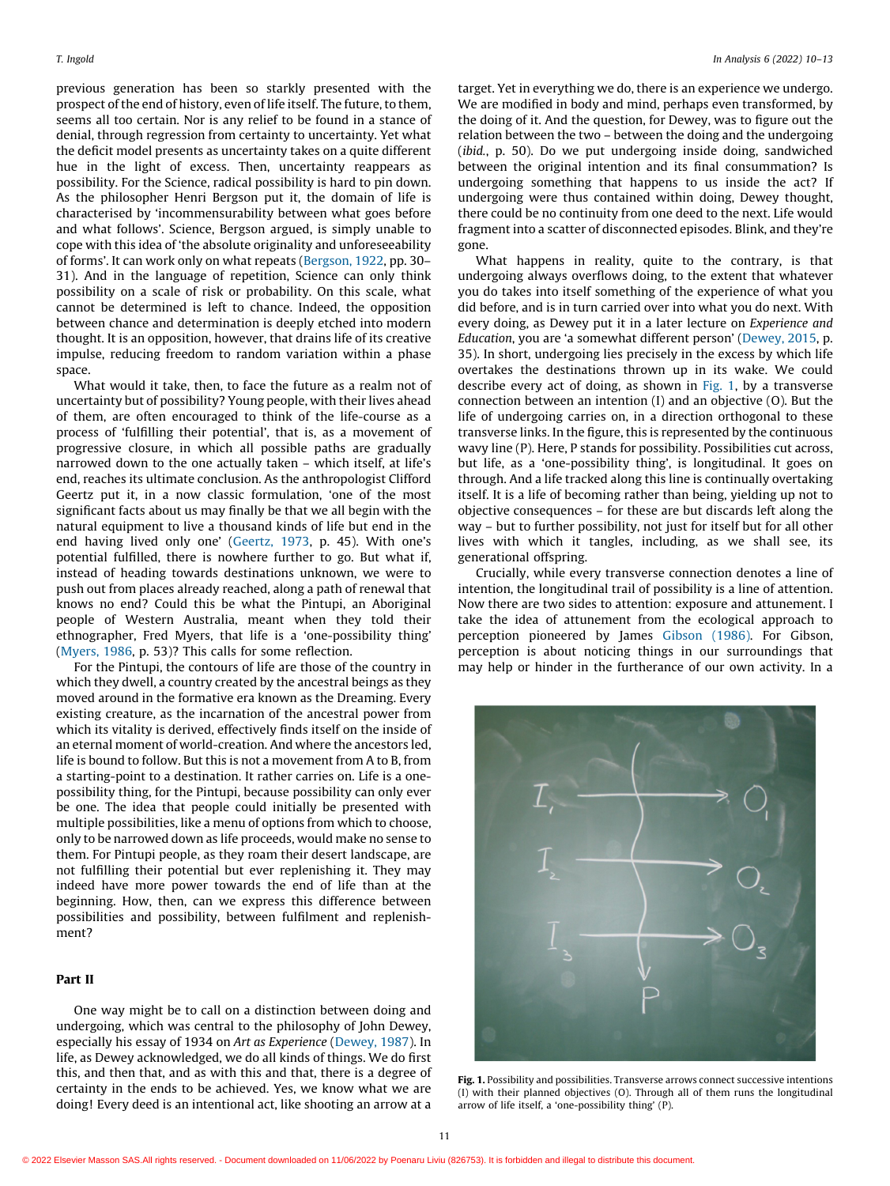previous generation has been so starkly presented with the prospect of the end of history, even of life itself. The future, to them, seems all too certain. Nor is any relief to be found in a stance of denial, through regression from certainty to uncertainty. Yet what the deficit model presents as uncertainty takes on a quite different hue in the light of excess. Then, uncertainty reappears as possibility. For the Science, radical possibility is hard to pin down. As the philosopher Henri Bergson put it, the domain of life is characterised by 'incommensurability between what goes before and what follows'. Science, Bergson argued, is simply unable to cope with this idea of 'the absolute originality and unforeseeability of forms'. It can work only on what repeats (Bergson, 1922, pp. 30–31). And in the language of repetition, Science can only think possibility on a scale of risk or probability. On this scale, what cannot be determined is left to chance. Indeed, the opposition between chance and determination is deeply etched into modern thought. It is an opposition, however, that drains life of its creative impulse, reducing freedom to random variation within a phase space.

What would it take, then, to face the future as a realm not of uncertainty but of possibility? Young people, with their lives ahead of them, are often encouraged to think of the life-course as a process of 'fulfilling their potential', that is, as a movement of progressive closure, in which all possible paths are gradually narrowed down to the one actually taken – which itself, at life's end, reaches its ultimate conclusion. As the anthropologist Clifford Geertz put it, in a now classic formulation, 'one of the most significant facts about us may finally be that we all begin with the natural equipment to live a thousand kinds of life but end in the end having lived only one' (Geertz, 1973, p. 45). With one's potential fulfilled, there is nowhere further to go. But what if, instead of heading towards destinations unknown, we were to push out from places already reached, along a path of renewal that knows no end? Could this be what the Pintupi, an Aboriginal people of Western Australia, meant when they told their ethnographer, Fred Myers, that life is a 'one-possibility thing' (Myers, 1986, p. 53)? This calls for some reflection.

For the Pintupi, the contours of life are those of the country in which they dwell, a country created by the ancestral beings as they moved around in the formative era known as the Dreaming. Every existing creature, as the incarnation of the ancestral power from which its vitality is derived, effectively finds itself on the inside of an eternal moment of world-creation. And where the ancestors led, life is bound to follow. But this is not a movement from A to B, from a starting-point to a destination. It rather carries on. Life is a one-possibility thing, for the Pintupi, because possibility can only ever be one. The idea that people could initially be presented with multiple possibilities, like a menu of options from which to choose, only to be narrowed down as life proceeds, would make no sense to them. For Pintupi people, as they roam their desert landscape, are not fulfilling their potential but ever replenishing it. They may indeed have more power towards the end of life than at the beginning. How, then, can we express this difference between possibilities and possibility, between fulfilment and replenishment?

## Part II

One way might be to call on a distinction between doing and undergoing, which was central to the philosophy of John Dewey, especially his essay of 1934 on *Art as Experience* (Dewey, 1987). In life, as Dewey acknowledged, we do all kinds of things. We do first this, and then that, and as with this and that, there is a degree of certainty in the ends to be achieved. Yes, we know what we are doing! Every deed is an intentional act, like shooting an arrow at a target. Yet in everything we do, there is an experience we undergo. We are modified in body and mind, perhaps even transformed, by the doing of it. And the question, for Dewey, was to figure out the relation between the two – between the doing and the undergoing (*ibid.*, p. 50). Do we put undergoing inside doing, sandwiched between the original intention and its final consummation? Is undergoing something that happens to us inside the act? If undergoing were thus contained within doing, Dewey thought, there could be no continuity from one deed to the next. Life would fragment into a scatter of disconnected episodes. Blink, and they're gone.

What happens in reality, quite to the contrary, is that undergoing always overflows doing, to the extent that whatever you do takes into itself something of the experience of what you did before, and is in turn carried over into what you do next. With every doing, as Dewey put it in a later lecture on *Experience and Education*, you are 'a somewhat different person' (Dewey, 2015, p. 35). In short, undergoing lies precisely in the excess by which life overtakes the destinations thrown up in its wake. We could describe every act of doing, as shown in Fig. 1, by a transverse connection between an intention (I) and an objective (O). But the life of undergoing carries on, in a direction orthogonal to these transverse links. In the figure, this is represented by the continuous wavy line (P). Here, P stands for possibility. Possibilities cut across, but life, as a 'one-possibility thing', is longitudinal. It goes on through. And a life tracked along this line is continually overtaking itself. It is a life of becoming rather than being, yielding up not to objective consequences – for these are but discards left along the way – but to further possibility, not just for itself but for all other lives with which it tangles, including, as we shall see, its generational offspring.

Crucially, while every transverse connection denotes a line of intention, the longitudinal trail of possibility is a line of attention. Now there are two sides to attention: exposure and attunement. I take the idea of attunement from the ecological approach to perception pioneered by James Gibson (1986). For Gibson, perception is about noticing things in our surroundings that may help or hinder in the furtherance of our own activity. In a

**Fig. 1.** Possibility and possibilities. Transverse arrows connect successive intentions (I) with their planned objectives (O). Through all of them runs the longitudinal arrow of life itself, a 'one-possibility thing' (P).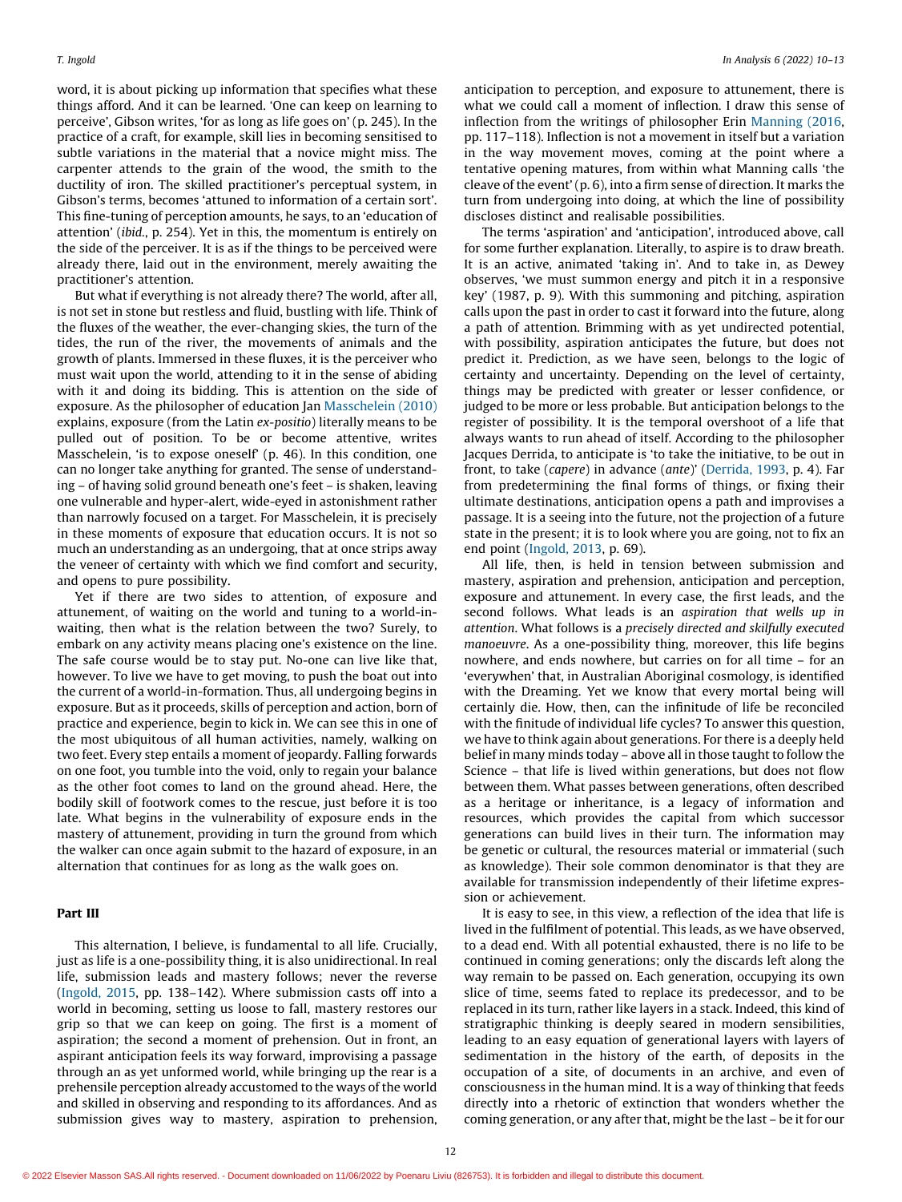word, it is about picking up information that specifies what these things afford. And it can be learned. 'One can keep on learning to perceive', Gibson writes, 'for as long as life goes on' (p. 245). In the practice of a craft, for example, skill lies in becoming sensitised to subtle variations in the material that a novice might miss. The carpenter attends to the grain of the wood, the smith to the ductility of iron. The skilled practitioner's perceptual system, in Gibson's terms, becomes 'attuned to information of a certain sort'. This fine-tuning of perception amounts, he says, to an 'education of attention' (*ibid.*, p. 254). Yet in this, the momentum is entirely on the side of the perceiver. It is as if the things to be perceived were already there, laid out in the environment, merely awaiting the practitioner's attention.

But what if everything is not already there? The world, after all, is not set in stone but restless and fluid, bustling with life. Think of the fluxes of the weather, the ever-changing skies, the turn of the tides, the run of the river, the movements of animals and the growth of plants. Immersed in these fluxes, it is the perceiver who must wait upon the world, attending to it in the sense of abiding with it and doing its bidding. This is attention on the side of exposure. As the philosopher of education Jan Masschelein (2010) explains, exposure (from the Latin *ex-positio*) literally means to be pulled out of position. To be or become attentive, writes Masschelein, 'is to expose oneself' (p. 46). In this condition, one can no longer take anything for granted. The sense of understanding – of having solid ground beneath one's feet – is shaken, leaving one vulnerable and hyper-alert, wide-eyed in astonishment rather than narrowly focused on a target. For Masschelein, it is precisely in these moments of exposure that education occurs. It is not so much an understanding as an undergoing, that at once strips away the veneer of certainty with which we find comfort and security, and opens to pure possibility.

Yet if there are two sides to attention, of exposure and attunement, of waiting on the world and tuning to a world-in-waiting, then what is the relation between the two? Surely, to embark on any activity means placing one's existence on the line. The safe course would be to stay put. No-one can live like that, however. To live we have to get moving, to push the boat out into the current of a world-in-formation. Thus, all undergoing begins in exposure. But as it proceeds, skills of perception and action, born of practice and experience, begin to kick in. We can see this in one of the most ubiquitous of all human activities, namely, walking on two feet. Every step entails a moment of jeopardy. Falling forwards on one foot, you tumble into the void, only to regain your balance as the other foot comes to land on the ground ahead. Here, the bodily skill of footwork comes to the rescue, just before it is too late. What begins in the vulnerability of exposure ends in the mastery of attunement, providing in turn the ground from which the walker can once again submit to the hazard of exposure, in an alternation that continues for as long as the walk goes on.

## Part III

This alternation, I believe, is fundamental to all life. Crucially, just as life is a one-possibility thing, it is also unidirectional. In real life, submission leads and mastery follows; never the reverse (Ingold, 2015, pp. 138–142). Where submission casts off into a world in becoming, setting us loose to fall, mastery restores our grip so that we can keep on going. The first is a moment of aspiration; the second a moment of prehension. Out in front, an aspirant anticipation feels its way forward, improvising a passage through an as yet unformed world, while bringing up the rear is a prehensile perception already accustomed to the ways of the world and skilled in observing and responding to its affordances. And as submission gives way to mastery, aspiration to prehension, anticipation to perception, and exposure to attunement, there is what we could call a moment of inflection. I draw this sense of inflection from the writings of philosopher Erin Manning (2016, pp. 117–118). Inflection is not a movement in itself but a variation in the way movement moves, coming at the point where a tentative opening matures, from within what Manning calls 'the cleave of the event' (p. 6), into a firm sense of direction. It marks the turn from undergoing into doing, at which the line of possibility discloses distinct and realisable possibilities.

The terms 'aspiration' and 'anticipation', introduced above, call for some further explanation. Literally, to aspire is to draw breath. It is an active, animated 'taking in'. And to take in, as Dewey observes, 'we must summon energy and pitch it in a responsive key' (1987, p. 9). With this summoning and pitching, aspiration calls upon the past in order to cast it forward into the future, along a path of attention. Brimming with as yet undirected potential, with possibility, aspiration anticipates the future, but does not predict it. Prediction, as we have seen, belongs to the logic of certainty and uncertainty. Depending on the level of certainty, things may be predicted with greater or lesser confidence, or judged to be more or less probable. But anticipation belongs to the register of possibility. It is the temporal overshoot of a life that always wants to run ahead of itself. According to the philosopher Jacques Derrida, to anticipate is 'to take the initiative, to be out in front, to take (*capere*) in advance (*ante*)' (Derrida, 1993, p. 4). Far from predetermining the final forms of things, or fixing their ultimate destinations, anticipation opens a path and improvises a passage. It is a seeing into the future, not the projection of a future state in the present; it is to look where you are going, not to fix an end point (Ingold, 2013, p. 69).

All life, then, is held in tension between submission and mastery, aspiration and prehension, anticipation and perception, exposure and attunement. In every case, the first leads, and the second follows. What leads is an *aspiration that wells up in attention*. What follows is a *precisely directed and skilfully executed manoeuvre*. As a one-possibility thing, moreover, this life begins nowhere, and ends nowhere, but carries on for all time – for an 'everywhen' that, in Australian Aboriginal cosmology, is identified with the Dreaming. Yet we know that every mortal being will certainly die. How, then, can the infinitude of life be reconciled with the finitude of individual life cycles? To answer this question, we have to think again about generations. For there is a deeply held belief in many minds today – above all in those taught to follow the Science – that life is lived within generations, but does not flow between them. What passes between generations, often described as a heritage or inheritance, is a legacy of information and resources, which provides the capital from which successor generations can build lives in their turn. The information may be genetic or cultural, the resources material or immaterial (such as knowledge). Their sole common denominator is that they are available for transmission independently of their lifetime expression or achievement.

It is easy to see, in this view, a reflection of the idea that life is lived in the fulfilment of potential. This leads, as we have observed, to a dead end. With all potential exhausted, there is no life to be continued in coming generations; only the discards left along the way remain to be passed on. Each generation, occupying its own slice of time, seems fated to replace its predecessor, and to be replaced in its turn, rather like layers in a stack. Indeed, this kind of stratigraphic thinking is deeply seared in modern sensibilities, leading to an easy equation of generational layers with layers of sedimentation in the history of the earth, of deposits in the occupation of a site, of documents in an archive, and even of consciousness in the human mind. It is a way of thinking that feeds directly into a rhetoric of extinction that wonders whether the coming generation, or any after that, might be the last – be it for our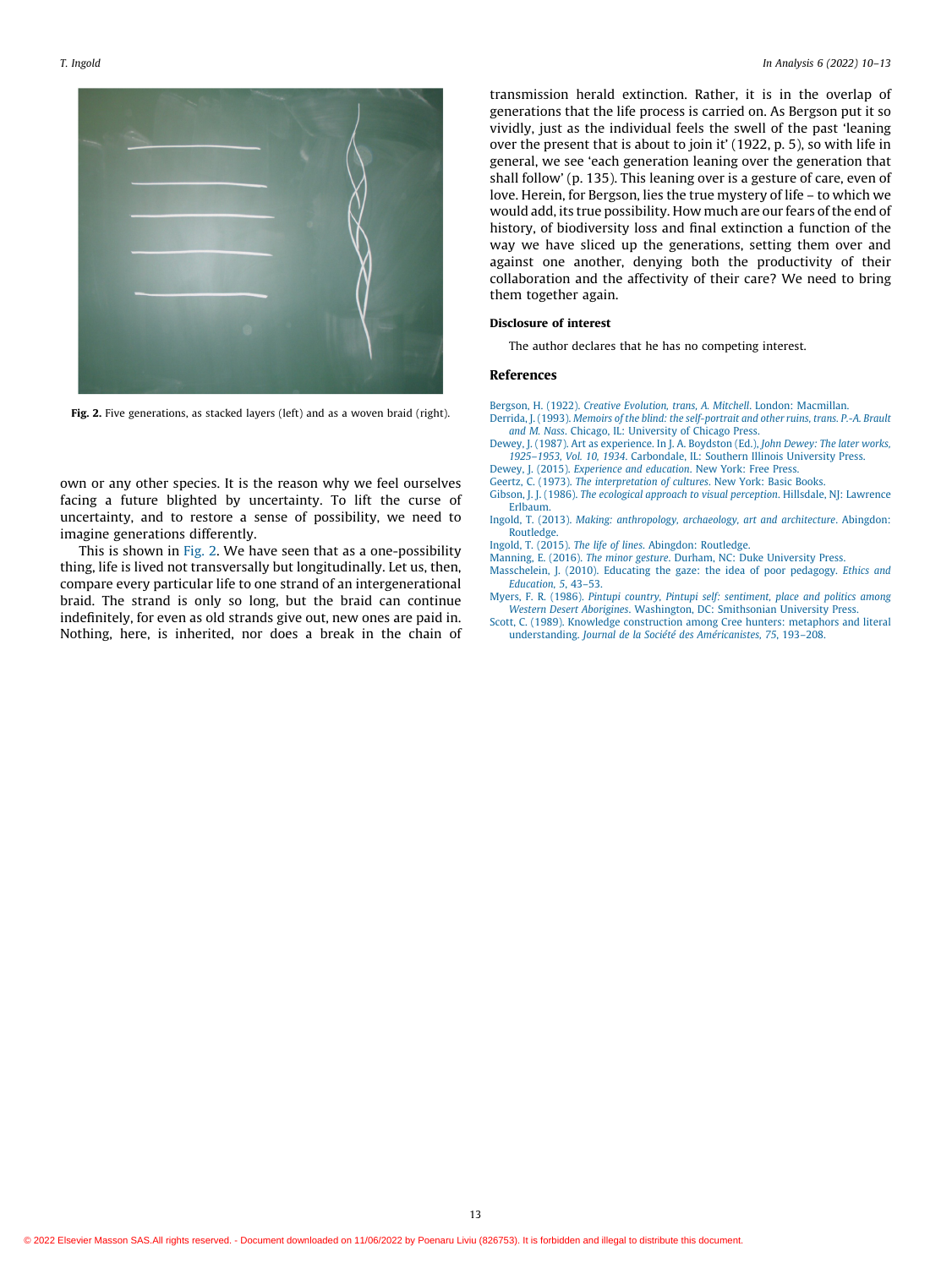Fig. 2. Five generations, as stacked layers (left) and as a woven braid (right).

own or any other species. It is the reason why we feel ourselves facing a future blighted by uncertainty. To lift the curse of uncertainty, and to restore a sense of possibility, we need to imagine generations differently.

This is shown in Fig. 2. We have seen that as a one-possibility thing, life is lived not transversally but longitudinally. Let us, then, compare every particular life to one strand of an intergenerational braid. The strand is only so long, but the braid can continue indefinitely, for even as old strands give out, new ones are paid in. Nothing, here, is inherited, nor does a break in the chain of transmission herald extinction. Rather, it is in the overlap of generations that the life process is carried on. As Bergson put it so vividly, just as the individual feels the swell of the past 'leaning over the present that is about to join it' (1922, p. 5), so with life in general, we see 'each generation leaning over the generation that shall follow' (p. 135). This leaning over is a gesture of care, even of love. Herein, for Bergson, lies the true mystery of life – to which we would add, its true possibility. How much are our fears of the end of history, of biodiversity loss and final extinction a function of the way we have sliced up the generations, setting them over and against one another, denying both the productivity of their collaboration and the affectivity of their care? We need to bring them together again.

### Disclosure of interest

The author declares that he has no competing interest.

## References

Bergson, H. (1922). *Creative Evolution, trans, A. Mitchell*. London: Macmillan.

Derrida, J. (1993). *Memoirs of the blind: the self-portrait and other ruins, trans. P.-A. Brault and M. Nass*. Chicago, IL: University of Chicago Press.

Dewey, J. (1987). Art as experience. In J. A. Boydston (Ed.), *John Dewey: The later works, 1925–1953, Vol. 10, 1934*. Carbondale, IL: Southern Illinois University Press.

Dewey, J. (2015). *Experience and education*. New York: Free Press.

Geertz, C. (1973). *The interpretation of cultures*. New York: Basic Books.

Gibson, J. J. (1986). *The ecological approach to visual perception*. Hillsdale, NJ: Lawrence Erlbaum.

Ingold, T. (2013). *Making: anthropology, archaeology, art and architecture*. Abingdon: Routledge.

Ingold, T. (2015). *The life of lines*. Abingdon: Routledge.

Manning, E. (2016). *The minor gesture*. Durham, NC: Duke University Press.

Masschelein, J. (2010). Educating the gaze: the idea of poor pedagogy. *Ethics and Education, 5*, 43–53.

Myers, F. R. (1986). *Pintupi country, Pintupi self: sentiment, place and politics among Western Desert Aborigines*. Washington, DC: Smithsonian University Press.

Scott, C. (1989). Knowledge construction among Cree hunters: metaphors and literal understanding. *Journal de la Société des Américanistes, 75*, 193–208.